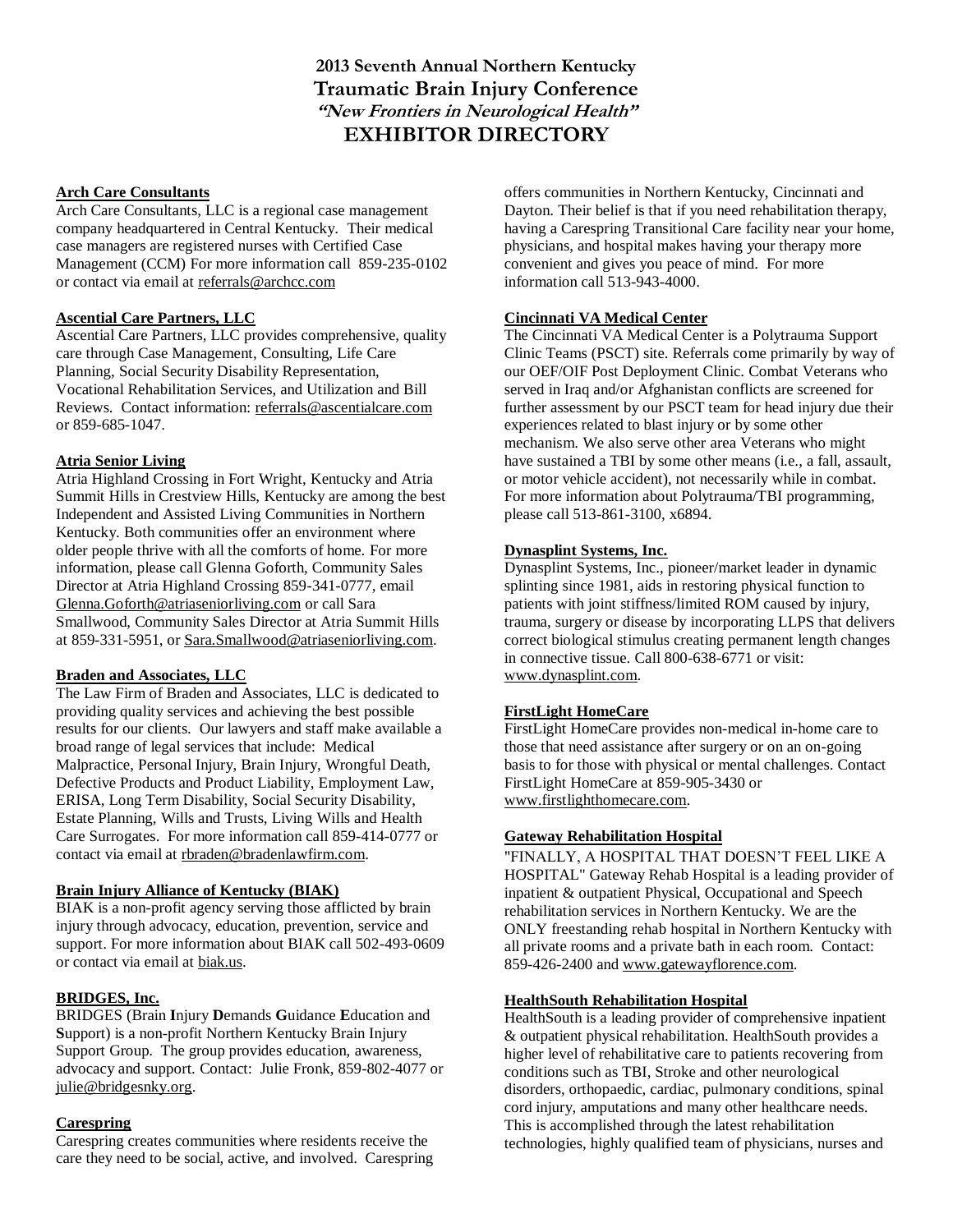# 2013 Seventh Annual Northern Kentucky
# Traumatic Brain Injury Conference
### *"New Frontiers in Neurological Health"*
# EXHIBITOR DIRECTORY

**Arch Care Consultants**
Arch Care Consultants, LLC is a regional case management company headquartered in Central Kentucky. Their medical case managers are registered nurses with Certified Case Management (CCM) For more information call 859-235-0102 or contact via email at referrals@archcc.com

**Ascential Care Partners, LLC**
Ascential Care Partners, LLC provides comprehensive, quality care through Case Management, Consulting, Life Care Planning, Social Security Disability Representation, Vocational Rehabilitation Services, and Utilization and Bill Reviews. Contact information: referrals@ascentialcare.com or 859-685-1047.

**Atria Senior Living**
Atria Highland Crossing in Fort Wright, Kentucky and Atria Summit Hills in Crestview Hills, Kentucky are among the best Independent and Assisted Living Communities in Northern Kentucky. Both communities offer an environment where older people thrive with all the comforts of home. For more information, please call Glenna Goforth, Community Sales Director at Atria Highland Crossing 859-341-0777, email Glenna.Goforth@atriaseniorliving.com or call Sara Smallwood, Community Sales Director at Atria Summit Hills at 859-331-5951, or Sara.Smallwood@atriaseniorliving.com.

**Braden and Associates, LLC**
The Law Firm of Braden and Associates, LLC is dedicated to providing quality services and achieving the best possible results for our clients. Our lawyers and staff make available a broad range of legal services that include: Medical Malpractice, Personal Injury, Brain Injury, Wrongful Death, Defective Products and Product Liability, Employment Law, ERISA, Long Term Disability, Social Security Disability, Estate Planning, Wills and Trusts, Living Wills and Health Care Surrogates. For more information call 859-414-0777 or contact via email at rbraden@bradenlawfirm.com.

**Brain Injury Alliance of Kentucky (BIAK)**
BIAK is a non-profit agency serving those afflicted by brain injury through advocacy, education, prevention, service and support. For more information about BIAK call 502-493-0609 or contact via email at biak.us.

**BRIDGES, Inc.**
BRIDGES (Brain **I**njury **D**emands **G**uidance **E**ducation and **S**upport) is a non-profit Northern Kentucky Brain Injury Support Group. The group provides education, awareness, advocacy and support. Contact: Julie Fronk, 859-802-4077 or julie@bridgesnky.org.

**Carespring**
Carespring creates communities where residents receive the care they need to be social, active, and involved. Carespring offers communities in Northern Kentucky, Cincinnati and Dayton. Their belief is that if you need rehabilitation therapy, having a Carespring Transitional Care facility near your home, physicians, and hospital makes having your therapy more convenient and gives you peace of mind. For more information call 513-943-4000.

**Cincinnati VA Medical Center**
The Cincinnati VA Medical Center is a Polytrauma Support Clinic Teams (PSCT) site. Referrals come primarily by way of our OEF/OIF Post Deployment Clinic. Combat Veterans who served in Iraq and/or Afghanistan conflicts are screened for further assessment by our PSCT team for head injury due their experiences related to blast injury or by some other mechanism. We also serve other area Veterans who might have sustained a TBI by some other means (i.e., a fall, assault, or motor vehicle accident), not necessarily while in combat. For more information about Polytrauma/TBI programming, please call 513-861-3100, x6894.

**Dynasplint Systems, Inc.**
Dynasplint Systems, Inc., pioneer/market leader in dynamic splinting since 1981, aids in restoring physical function to patients with joint stiffness/limited ROM caused by injury, trauma, surgery or disease by incorporating LLPS that delivers correct biological stimulus creating permanent length changes in connective tissue. Call 800-638-6771 or visit: www.dynasplint.com.

**FirstLight HomeCare**
FirstLight HomeCare provides non-medical in-home care to those that need assistance after surgery or on an on-going basis to for those with physical or mental challenges. Contact FirstLight HomeCare at 859-905-3430 or www.firstlighthomecare.com.

**Gateway Rehabilitation Hospital**
"FINALLY, A HOSPITAL THAT DOESN'T FEEL LIKE A HOSPITAL" Gateway Rehab Hospital is a leading provider of inpatient & outpatient Physical, Occupational and Speech rehabilitation services in Northern Kentucky. We are the ONLY freestanding rehab hospital in Northern Kentucky with all private rooms and a private bath in each room. Contact: 859-426-2400 and www.gatewayflorence.com.

**HealthSouth Rehabilitation Hospital**
HealthSouth is a leading provider of comprehensive inpatient & outpatient physical rehabilitation. HealthSouth provides a higher level of rehabilitative care to patients recovering from conditions such as TBI, Stroke and other neurological disorders, orthopaedic, cardiac, pulmonary conditions, spinal cord injury, amputations and many other healthcare needs. This is accomplished through the latest rehabilitation technologies, highly qualified team of physicians, nurses and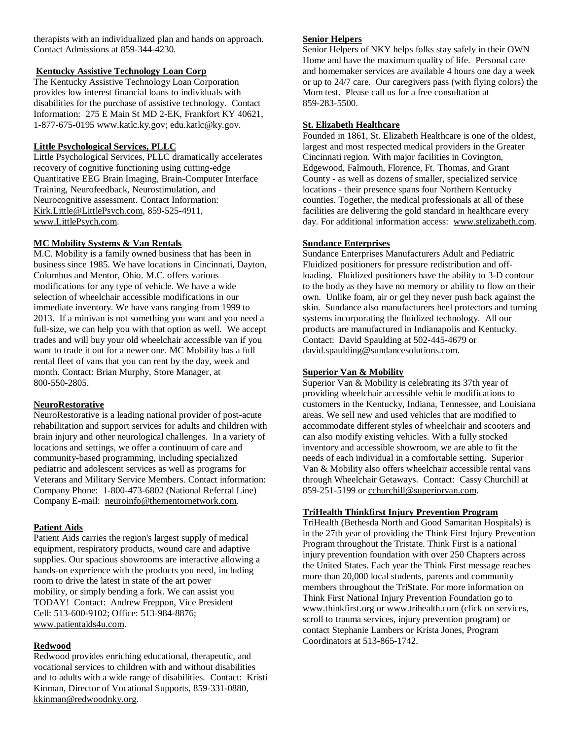therapists with an individualized plan and hands on approach. Contact Admissions at 859-344-4230.

**Kentucky Assistive Technology Loan Corp**

The Kentucky Assistive Technology Loan Corporation provides low interest financial loans to individuals with disabilities for the purchase of assistive technology. Contact Information: 275 E Main St MD 2-EK, Frankfort KY 40621, 1-877-675-0195 www.katlc.ky.gov; edu.katlc@ky.gov.

**Little Psychological Services, PLLC**

Little Psychological Services, PLLC dramatically accelerates recovery of cognitive functioning using cutting-edge Quantitative EEG Brain Imaging, Brain-Computer Interface Training, Neurofeedback, Neurostimulation, and Neurocognitive assessment. Contact Information: Kirk.Little@LittlePsych.com, 859-525-4911, www.LittlePsych.com.

**MC Mobility Systems & Van Rentals**

M.C. Mobility is a family owned business that has been in business since 1985. We have locations in Cincinnati, Dayton, Columbus and Mentor, Ohio. M.C. offers various modifications for any type of vehicle. We have a wide selection of wheelchair accessible modifications in our immediate inventory. We have vans ranging from 1999 to 2013. If a minivan is not something you want and you need a full-size, we can help you with that option as well. We accept trades and will buy your old wheelchair accessible van if you want to trade it out for a newer one. MC Mobility has a full rental fleet of vans that you can rent by the day, week and month. Contact: Brian Murphy, Store Manager, at 800-550-2805.

**NeuroRestorative**

NeuroRestorative is a leading national provider of post-acute rehabilitation and support services for adults and children with brain injury and other neurological challenges. In a variety of locations and settings, we offer a continuum of care and community-based programming, including specialized pediatric and adolescent services as well as programs for Veterans and Military Service Members. Contact information: Company Phone: 1-800-473-6802 (National Referral Line) Company E-mail: neuroinfo@thementornetwork.com.

**Patient Aids**

Patient Aids carries the region's largest supply of medical equipment, respiratory products, wound care and adaptive supplies. Our spacious showrooms are interactive allowing a hands-on experience with the products you need, including room to drive the latest in state of the art power mobility, or simply bending a fork. We can assist you TODAY! Contact: Andrew Freppon, Vice President Cell: 513-600-9102; Office: 513-984-8876; www.patientaids4u.com.

**Redwood**

Redwood provides enriching educational, therapeutic, and vocational services to children with and without disabilities and to adults with a wide range of disabilities. Contact: Kristi Kinman, Director of Vocational Supports, 859-331-0880, kkinman@redwoodnky.org.

**Senior Helpers**

Senior Helpers of NKY helps folks stay safely in their OWN Home and have the maximum quality of life. Personal care and homemaker services are available 4 hours one day a week or up to 24/7 care. Our caregivers pass (with flying colors) the Mom test. Please call us for a free consultation at 859-283-5500.

**St. Elizabeth Healthcare**

Founded in 1861, St. Elizabeth Healthcare is one of the oldest, largest and most respected medical providers in the Greater Cincinnati region. With major facilities in Covington, Edgewood, Falmouth, Florence, Ft. Thomas, and Grant County - as well as dozens of smaller, specialized service locations - their presence spans four Northern Kentucky counties. Together, the medical professionals at all of these facilities are delivering the gold standard in healthcare every day. For additional information access: www.stelizabeth.com.

**Sundance Enterprises**

Sundance Enterprises Manufacturers Adult and Pediatric Fluidized positioners for pressure redistribution and off-loading. Fluidized positioners have the ability to 3-D contour to the body as they have no memory or ability to flow on their own. Unlike foam, air or gel they never push back against the skin. Sundance also manufacturers heel protectors and turning systems incorporating the fluidized technology. All our products are manufactured in Indianapolis and Kentucky. Contact: David Spaulding at 502-445-4679 or david.spaulding@sundancesolutions.com.

**Superior Van & Mobility**

Superior Van & Mobility is celebrating its 37th year of providing wheelchair accessible vehicle modifications to customers in the Kentucky, Indiana, Tennessee, and Louisiana areas. We sell new and used vehicles that are modified to accommodate different styles of wheelchair and scooters and can also modify existing vehicles. With a fully stocked inventory and accessible showroom, we are able to fit the needs of each individual in a comfortable setting. Superior Van & Mobility also offers wheelchair accessible rental vans through Wheelchair Getaways. Contact: Cassy Churchill at 859-251-5199 or cchurchill@superiorvan.com.

**TriHealth Thinkfirst Injury Prevention Program**

TriHealth (Bethesda North and Good Samaritan Hospitals) is in the 27th year of providing the Think First Injury Prevention Program throughout the Tristate. Think First is a national injury prevention foundation with over 250 Chapters across the United States. Each year the Think First message reaches more than 20,000 local students, parents and community members throughout the TriState. For more information on Think First National Injury Prevention Foundation go to www.thinkfirst.org or www.trihealth.com (click on services, scroll to trauma services, injury prevention program) or contact Stephanie Lambers or Krista Jones, Program Coordinators at 513-865-1742.